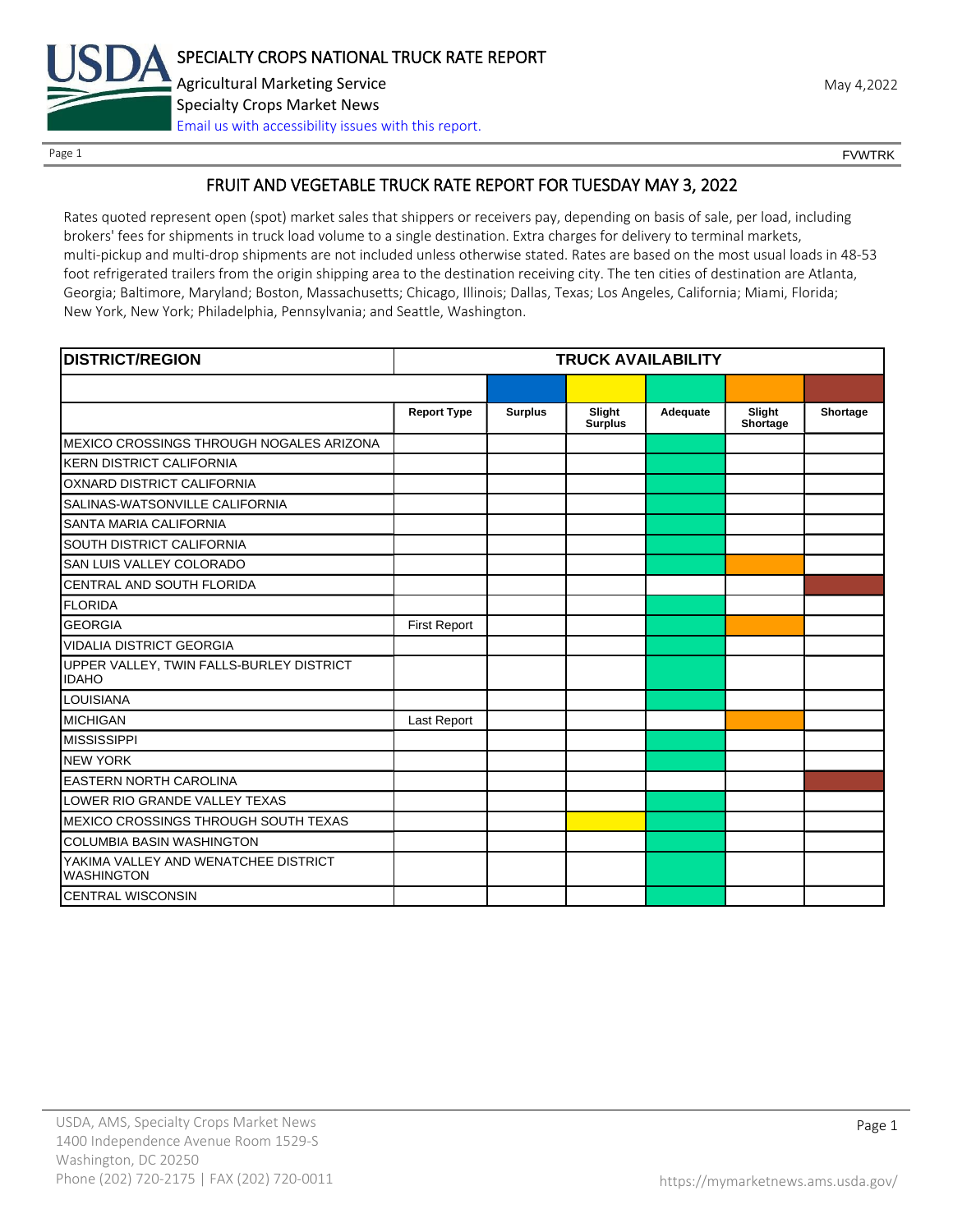SPECIALTY CROPS NATIONAL TRUCK RATE REPORT

Agricultural Marketing Service

Specialty Crops Market News

Email us with accessibility issues with this report.

May 4,2022

FVWTRK

## FRUIT AND VEGETABLE TRUCK RATE REPORT FOR TUESDAY MAY 3, 2022

Rates quoted represent open (spot) market sales that shippers or receivers pay, depending on basis of sale, per load, including brokers' fees for shipments in truck load volume to a single destination. Extra charges for delivery to terminal markets, multi-pickup and multi-drop shipments are not included unless otherwise stated. Rates are based on the most usual loads in 48-53 foot refrigerated trailers from the origin shipping area to the destination receiving city. The ten cities of destination are Atlanta, Georgia; Baltimore, Maryland; Boston, Massachusetts; Chicago, Illinois; Dallas, Texas; Los Angeles, California; Miami, Florida; New York, New York; Philadelphia, Pennsylvania; and Seattle, Washington.

| DISTRICT/REGION | TRUCK AVAILABILITY | | | | | |
|---|---|---|---|---|---|---|
| | Report Type | Surplus | Slight Surplus | Adequate | Slight Shortage | Shortage |
| MEXICO CROSSINGS THROUGH NOGALES ARIZONA | | | | X | | |
| KERN DISTRICT CALIFORNIA | | | | X | | |
| OXNARD DISTRICT CALIFORNIA | | | | X | | |
| SALINAS-WATSONVILLE CALIFORNIA | | | | X | | |
| SANTA MARIA CALIFORNIA | | | | X | | |
| SOUTH DISTRICT CALIFORNIA | | | | X | | |
| SAN LUIS VALLEY COLORADO | | | | X | X | |
| CENTRAL AND SOUTH FLORIDA | | | | | | X |
| FLORIDA | | | | X | | |
| GEORGIA | First Report | | | X | X | |
| VIDALIA DISTRICT GEORGIA | | | | X | | |
| UPPER VALLEY, TWIN FALLS-BURLEY DISTRICT IDAHO | | | | X | | |
| LOUISIANA | | | | X | | |
| MICHIGAN | Last Report | | | | X | |
| MISSISSIPPI | | | | X | | |
| NEW YORK | | | | X | | |
| EASTERN NORTH CAROLINA | | | | | | X |
| LOWER RIO GRANDE VALLEY TEXAS | | | | X | | |
| MEXICO CROSSINGS THROUGH SOUTH TEXAS | | | X | X | | |
| COLUMBIA BASIN WASHINGTON | | | | X | | |
| YAKIMA VALLEY AND WENATCHEE DISTRICT WASHINGTON | | | | X | | |
| CENTRAL WISCONSIN | | | | X | | |

USDA, AMS, Specialty Crops Market News
1400 Independence Avenue Room 1529-S
Washington, DC 20250
Phone (202) 720-2175 | FAX (202) 720-0011

https://mymarketnews.ams.usda.gov/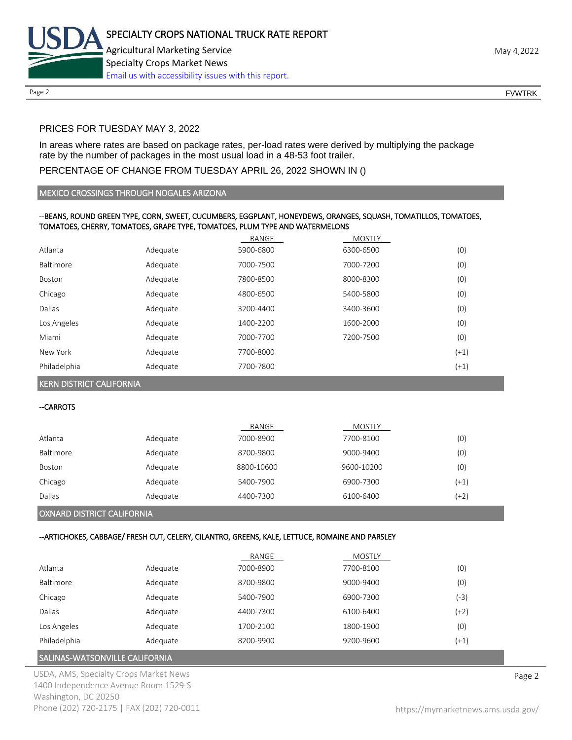PRICES FOR TUESDAY MAY 3, 2022

In areas where rates are based on package rates, per-load rates were derived by multiplying the package rate by the number of packages in the most usual load in a 48-53 foot trailer.

PERCENTAGE OF CHANGE FROM TUESDAY APRIL 26, 2022 SHOWN IN ()

## MEXICO CROSSINGS THROUGH NOGALES ARIZONA

--BEANS, ROUND GREEN TYPE, CORN, SWEET, CUCUMBERS, EGGPLANT, HONEYDEWS, ORANGES, SQUASH, TOMATILLOS, TOMATOES, TOMATOES, CHERRY, TOMATOES, GRAPE TYPE, TOMATOES, PLUM TYPE AND WATERMELONS

| | | RANGE | MOSTLY | |
|---|---|---|---|---|
| Atlanta | Adequate | 5900-6800 | 6300-6500 | (0) |
| Baltimore | Adequate | 7000-7500 | 7000-7200 | (0) |
| Boston | Adequate | 7800-8500 | 8000-8300 | (0) |
| Chicago | Adequate | 4800-6500 | 5400-5800 | (0) |
| Dallas | Adequate | 3200-4400 | 3400-3600 | (0) |
| Los Angeles | Adequate | 1400-2200 | 1600-2000 | (0) |
| Miami | Adequate | 7000-7700 | 7200-7500 | (0) |
| New York | Adequate | 7700-8000 | | (+1) |
| Philadelphia | Adequate | 7700-7800 | | (+1) |

## KERN DISTRICT CALIFORNIA

--CARROTS

| | | RANGE | MOSTLY | |
|---|---|---|---|---|
| Atlanta | Adequate | 7000-8900 | 7700-8100 | (0) |
| Baltimore | Adequate | 8700-9800 | 9000-9400 | (0) |
| Boston | Adequate | 8800-10600 | 9600-10200 | (0) |
| Chicago | Adequate | 5400-7900 | 6900-7300 | (+1) |
| Dallas | Adequate | 4400-7300 | 6100-6400 | (+2) |

## OXNARD DISTRICT CALIFORNIA

--ARTICHOKES, CABBAGE/ FRESH CUT, CELERY, CILANTRO, GREENS, KALE, LETTUCE, ROMAINE AND PARSLEY

| | | RANGE | MOSTLY | |
|---|---|---|---|---|
| Atlanta | Adequate | 7000-8900 | 7700-8100 | (0) |
| Baltimore | Adequate | 8700-9800 | 9000-9400 | (0) |
| Chicago | Adequate | 5400-7900 | 6900-7300 | (-3) |
| Dallas | Adequate | 4400-7300 | 6100-6400 | (+2) |
| Los Angeles | Adequate | 1700-2100 | 1800-1900 | (0) |
| Philadelphia | Adequate | 8200-9900 | 9200-9600 | (+1) |

## SALINAS-WATSONVILLE CALIFORNIA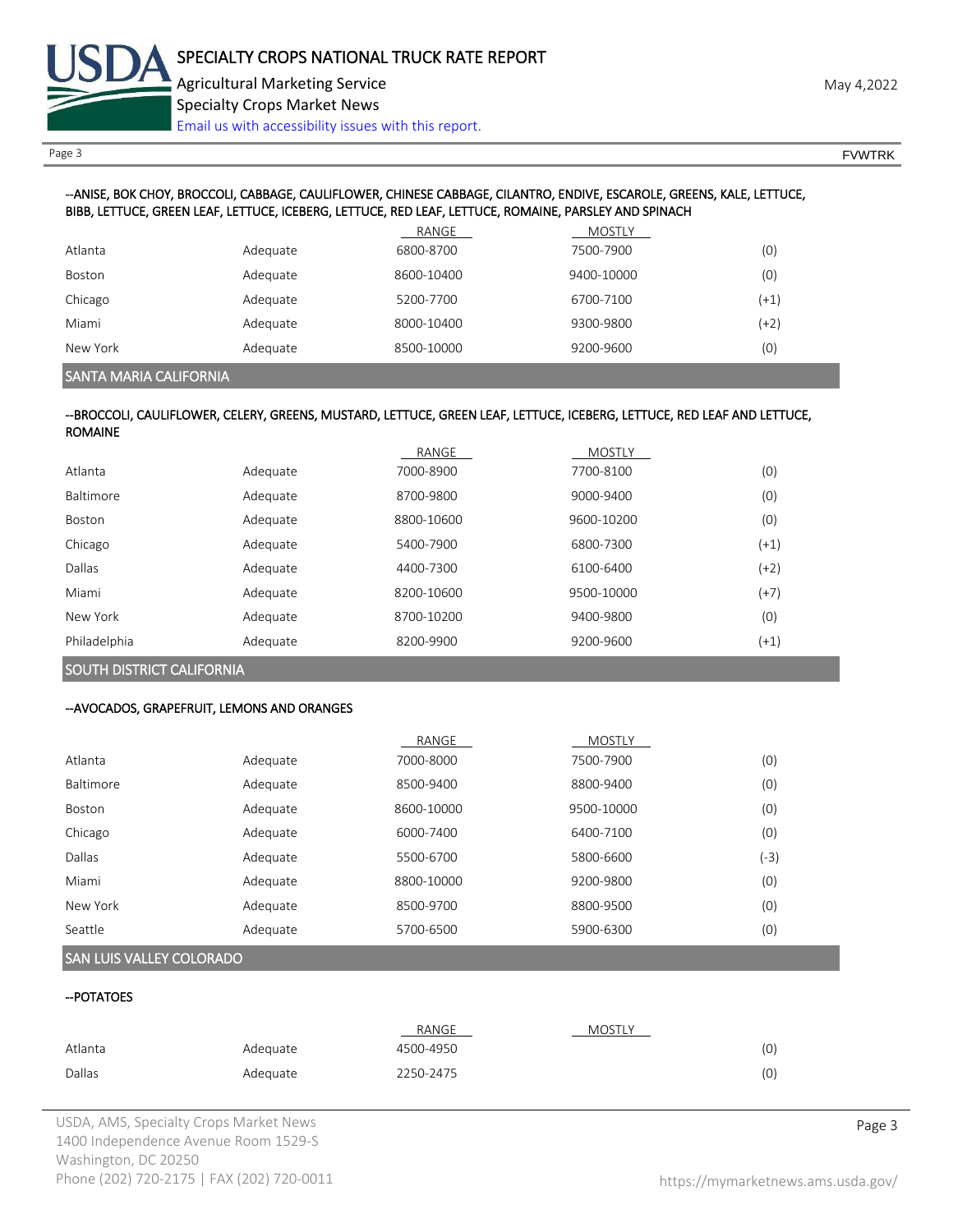--ANISE, BOK CHOY, BROCCOLI, CABBAGE, CAULIFLOWER, CHINESE CABBAGE, CILANTRO, ENDIVE, ESCAROLE, GREENS, KALE, LETTUCE, BIBB, LETTUCE, GREEN LEAF, LETTUCE, ICEBERG, LETTUCE, RED LEAF, LETTUCE, ROMAINE, PARSLEY AND SPINACH

| | | RANGE | MOSTLY | |
|---|---|---|---|---|
| Atlanta | Adequate | 6800-8700 | 7500-7900 | (0) |
| Boston | Adequate | 8600-10400 | 9400-10000 | (0) |
| Chicago | Adequate | 5200-7700 | 6700-7100 | (+1) |
| Miami | Adequate | 8000-10400 | 9300-9800 | (+2) |
| New York | Adequate | 8500-10000 | 9200-9600 | (0) |

## SANTA MARIA CALIFORNIA

--BROCCOLI, CAULIFLOWER, CELERY, GREENS, MUSTARD, LETTUCE, GREEN LEAF, LETTUCE, ICEBERG, LETTUCE, RED LEAF AND LETTUCE, ROMAINE

| | | RANGE | MOSTLY | |
|---|---|---|---|---|
| Atlanta | Adequate | 7000-8900 | 7700-8100 | (0) |
| Baltimore | Adequate | 8700-9800 | 9000-9400 | (0) |
| Boston | Adequate | 8800-10600 | 9600-10200 | (0) |
| Chicago | Adequate | 5400-7900 | 6800-7300 | (+1) |
| Dallas | Adequate | 4400-7300 | 6100-6400 | (+2) |
| Miami | Adequate | 8200-10600 | 9500-10000 | (+7) |
| New York | Adequate | 8700-10200 | 9400-9800 | (0) |
| Philadelphia | Adequate | 8200-9900 | 9200-9600 | (+1) |

## SOUTH DISTRICT CALIFORNIA

--AVOCADOS, GRAPEFRUIT, LEMONS AND ORANGES

| | | RANGE | MOSTLY | |
|---|---|---|---|---|
| Atlanta | Adequate | 7000-8000 | 7500-7900 | (0) |
| Baltimore | Adequate | 8500-9400 | 8800-9400 | (0) |
| Boston | Adequate | 8600-10000 | 9500-10000 | (0) |
| Chicago | Adequate | 6000-7400 | 6400-7100 | (0) |
| Dallas | Adequate | 5500-6700 | 5800-6600 | (-3) |
| Miami | Adequate | 8800-10000 | 9200-9800 | (0) |
| New York | Adequate | 8500-9700 | 8800-9500 | (0) |
| Seattle | Adequate | 5700-6500 | 5900-6300 | (0) |

## SAN LUIS VALLEY COLORADO

--POTATOES

| | | RANGE | MOSTLY | |
|---|---|---|---|---|
| Atlanta | Adequate | 4500-4950 | | (0) |
| Dallas | Adequate | 2250-2475 | | (0) |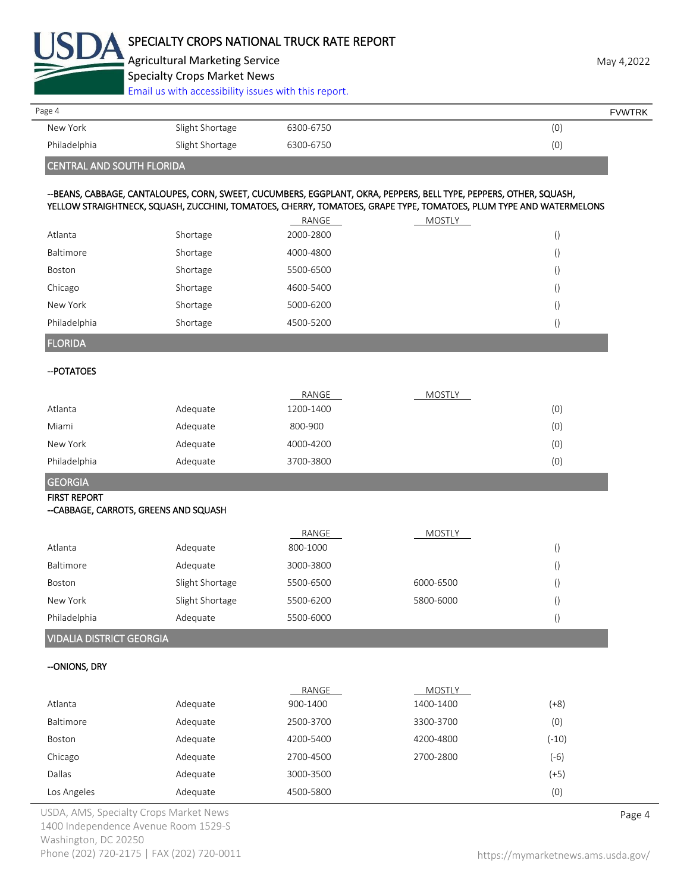| | | | | |
|---|---|---|---|---|
| New York | Slight Shortage | 6300-6750 | | (0) |
| Philadelphia | Slight Shortage | 6300-6750 | | (0) |

## CENTRAL AND SOUTH FLORIDA

--BEANS, CABBAGE, CANTALOUPES, CORN, SWEET, CUCUMBERS, EGGPLANT, OKRA, PEPPERS, BELL TYPE, PEPPERS, OTHER, SQUASH, YELLOW STRAIGHTNECK, SQUASH, ZUCCHINI, TOMATOES, CHERRY, TOMATOES, GRAPE TYPE, TOMATOES, PLUM TYPE AND WATERMELONS

| | | RANGE | MOSTLY | |
|---|---|---|---|---|
| Atlanta | Shortage | 2000-2800 | | () |
| Baltimore | Shortage | 4000-4800 | | () |
| Boston | Shortage | 5500-6500 | | () |
| Chicago | Shortage | 4600-5400 | | () |
| New York | Shortage | 5000-6200 | | () |
| Philadelphia | Shortage | 4500-5200 | | () |

## FLORIDA

--POTATOES

| | | RANGE | MOSTLY | |
|---|---|---|---|---|
| Atlanta | Adequate | 1200-1400 | | (0) |
| Miami | Adequate | 800-900 | | (0) |
| New York | Adequate | 4000-4200 | | (0) |
| Philadelphia | Adequate | 3700-3800 | | (0) |

## GEORGIA

FIRST REPORT

--CABBAGE, CARROTS, GREENS AND SQUASH

| | | RANGE | MOSTLY | |
|---|---|---|---|---|
| Atlanta | Adequate | 800-1000 | | () |
| Baltimore | Adequate | 3000-3800 | | () |
| Boston | Slight Shortage | 5500-6500 | 6000-6500 | () |
| New York | Slight Shortage | 5500-6200 | 5800-6000 | () |
| Philadelphia | Adequate | 5500-6000 | | () |

## VIDALIA DISTRICT GEORGIA

--ONIONS, DRY

| | | RANGE | MOSTLY | |
|---|---|---|---|---|
| Atlanta | Adequate | 900-1400 | 1400-1400 | (+8) |
| Baltimore | Adequate | 2500-3700 | 3300-3700 | (0) |
| Boston | Adequate | 4200-5400 | 4200-4800 | (-10) |
| Chicago | Adequate | 2700-4500 | 2700-2800 | (-6) |
| Dallas | Adequate | 3000-3500 | | (+5) |
| Los Angeles | Adequate | 4500-5800 | | (0) |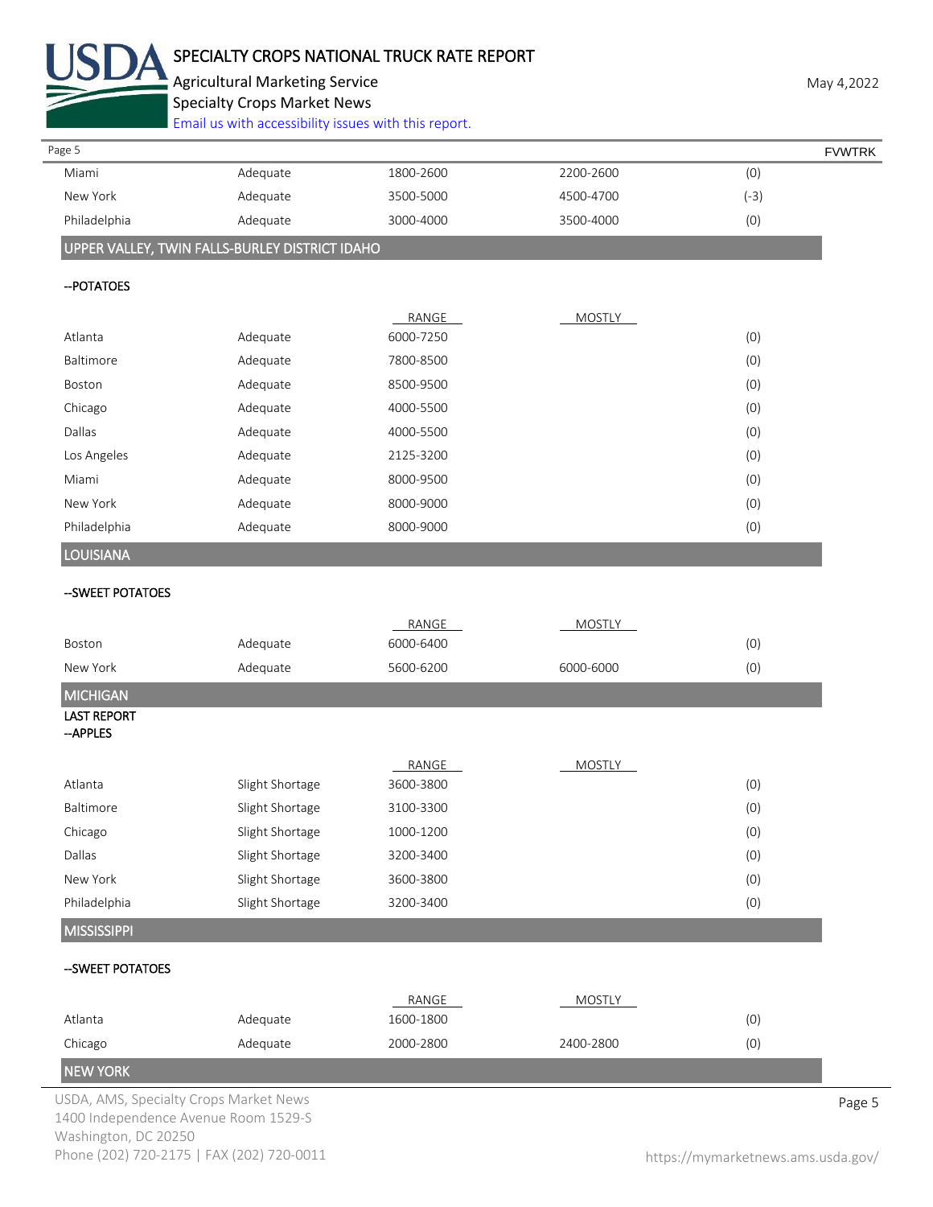| | | | | |
|---|---|---|---|---|
| Miami | Adequate | 1800-2600 | 2200-2600 | (0) |
| New York | Adequate | 3500-5000 | 4500-4700 | (-3) |
| Philadelphia | Adequate | 3000-4000 | 3500-4000 | (0) |

## UPPER VALLEY, TWIN FALLS-BURLEY DISTRICT IDAHO

--POTATOES

| | | RANGE | MOSTLY | |
|---|---|---|---|---|
| Atlanta | Adequate | 6000-7250 | | (0) |
| Baltimore | Adequate | 7800-8500 | | (0) |
| Boston | Adequate | 8500-9500 | | (0) |
| Chicago | Adequate | 4000-5500 | | (0) |
| Dallas | Adequate | 4000-5500 | | (0) |
| Los Angeles | Adequate | 2125-3200 | | (0) |
| Miami | Adequate | 8000-9500 | | (0) |
| New York | Adequate | 8000-9000 | | (0) |
| Philadelphia | Adequate | 8000-9000 | | (0) |

## LOUISIANA

--SWEET POTATOES

| | | RANGE | MOSTLY | |
|---|---|---|---|---|
| Boston | Adequate | 6000-6400 | | (0) |
| New York | Adequate | 5600-6200 | 6000-6000 | (0) |

## MICHIGAN

LAST REPORT
--APPLES

| | | RANGE | MOSTLY | |
|---|---|---|---|---|
| Atlanta | Slight Shortage | 3600-3800 | | (0) |
| Baltimore | Slight Shortage | 3100-3300 | | (0) |
| Chicago | Slight Shortage | 1000-1200 | | (0) |
| Dallas | Slight Shortage | 3200-3400 | | (0) |
| New York | Slight Shortage | 3600-3800 | | (0) |
| Philadelphia | Slight Shortage | 3200-3400 | | (0) |

## MISSISSIPPI

--SWEET POTATOES

| | | RANGE | MOSTLY | |
|---|---|---|---|---|
| Atlanta | Adequate | 1600-1800 | | (0) |
| Chicago | Adequate | 2000-2800 | 2400-2800 | (0) |

## NEW YORK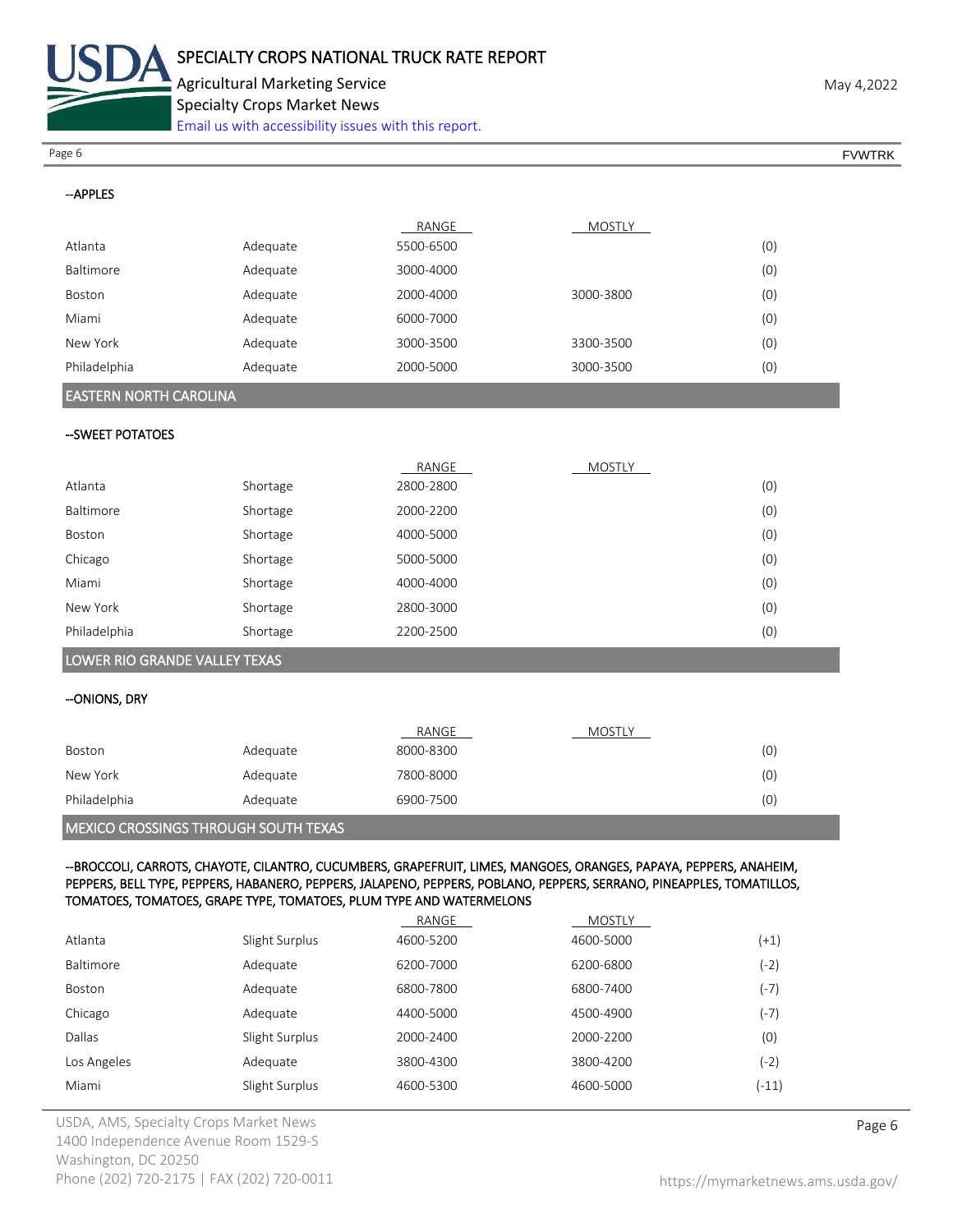--APPLES

| | | RANGE | MOSTLY | |
|---|---|---|---|---|
| Atlanta | Adequate | 5500-6500 | | (0) |
| Baltimore | Adequate | 3000-4000 | | (0) |
| Boston | Adequate | 2000-4000 | 3000-3800 | (0) |
| Miami | Adequate | 6000-7000 | | (0) |
| New York | Adequate | 3000-3500 | 3300-3500 | (0) |
| Philadelphia | Adequate | 2000-5000 | 3000-3500 | (0) |

## EASTERN NORTH CAROLINA

--SWEET POTATOES

| | | RANGE | MOSTLY | |
|---|---|---|---|---|
| Atlanta | Shortage | 2800-2800 | | (0) |
| Baltimore | Shortage | 2000-2200 | | (0) |
| Boston | Shortage | 4000-5000 | | (0) |
| Chicago | Shortage | 5000-5000 | | (0) |
| Miami | Shortage | 4000-4000 | | (0) |
| New York | Shortage | 2800-3000 | | (0) |
| Philadelphia | Shortage | 2200-2500 | | (0) |

## LOWER RIO GRANDE VALLEY TEXAS

--ONIONS, DRY

| | | RANGE | MOSTLY | |
|---|---|---|---|---|
| Boston | Adequate | 8000-8300 | | (0) |
| New York | Adequate | 7800-8000 | | (0) |
| Philadelphia | Adequate | 6900-7500 | | (0) |

## MEXICO CROSSINGS THROUGH SOUTH TEXAS

--BROCCOLI, CARROTS, CHAYOTE, CILANTRO, CUCUMBERS, GRAPEFRUIT, LIMES, MANGOES, ORANGES, PAPAYA, PEPPERS, ANAHEIM, PEPPERS, BELL TYPE, PEPPERS, HABANERO, PEPPERS, JALAPENO, PEPPERS, POBLANO, PEPPERS, SERRANO, PINEAPPLES, TOMATILLOS, TOMATOES, TOMATOES, GRAPE TYPE, TOMATOES, PLUM TYPE AND WATERMELONS

| | | RANGE | MOSTLY | |
|---|---|---|---|---|
| Atlanta | Slight Surplus | 4600-5200 | 4600-5000 | (+1) |
| Baltimore | Adequate | 6200-7000 | 6200-6800 | (-2) |
| Boston | Adequate | 6800-7800 | 6800-7400 | (-7) |
| Chicago | Adequate | 4400-5000 | 4500-4900 | (-7) |
| Dallas | Slight Surplus | 2000-2400 | 2000-2200 | (0) |
| Los Angeles | Adequate | 3800-4300 | 3800-4200 | (-2) |
| Miami | Slight Surplus | 4600-5300 | 4600-5000 | (-11) |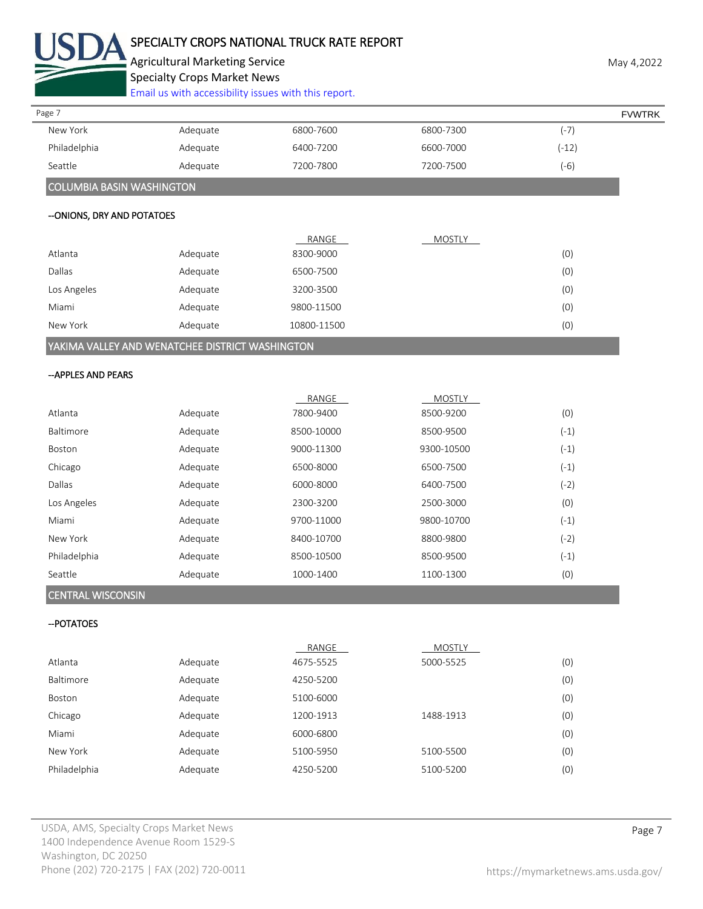| | | | | |
|---|---|---|---|---|
| New York | Adequate | 6800-7600 | 6800-7300 | (-7) |
| Philadelphia | Adequate | 6400-7200 | 6600-7000 | (-12) |
| Seattle | Adequate | 7200-7800 | 7200-7500 | (-6) |

## COLUMBIA BASIN WASHINGTON

### --ONIONS, DRY AND POTATOES

| | | RANGE | MOSTLY | |
|---|---|---|---|---|
| Atlanta | Adequate | 8300-9000 | | (0) |
| Dallas | Adequate | 6500-7500 | | (0) |
| Los Angeles | Adequate | 3200-3500 | | (0) |
| Miami | Adequate | 9800-11500 | | (0) |
| New York | Adequate | 10800-11500 | | (0) |

## YAKIMA VALLEY AND WENATCHEE DISTRICT WASHINGTON

### --APPLES AND PEARS

| | | RANGE | MOSTLY | |
|---|---|---|---|---|
| Atlanta | Adequate | 7800-9400 | 8500-9200 | (0) |
| Baltimore | Adequate | 8500-10000 | 8500-9500 | (-1) |
| Boston | Adequate | 9000-11300 | 9300-10500 | (-1) |
| Chicago | Adequate | 6500-8000 | 6500-7500 | (-1) |
| Dallas | Adequate | 6000-8000 | 6400-7500 | (-2) |
| Los Angeles | Adequate | 2300-3200 | 2500-3000 | (0) |
| Miami | Adequate | 9700-11000 | 9800-10700 | (-1) |
| New York | Adequate | 8400-10700 | 8800-9800 | (-2) |
| Philadelphia | Adequate | 8500-10500 | 8500-9500 | (-1) |
| Seattle | Adequate | 1000-1400 | 1100-1300 | (0) |

## CENTRAL WISCONSIN

### --POTATOES

| | | RANGE | MOSTLY | |
|---|---|---|---|---|
| Atlanta | Adequate | 4675-5525 | 5000-5525 | (0) |
| Baltimore | Adequate | 4250-5200 | | (0) |
| Boston | Adequate | 5100-6000 | | (0) |
| Chicago | Adequate | 1200-1913 | 1488-1913 | (0) |
| Miami | Adequate | 6000-6800 | | (0) |
| New York | Adequate | 5100-5950 | 5100-5500 | (0) |
| Philadelphia | Adequate | 4250-5200 | 5100-5200 | (0) |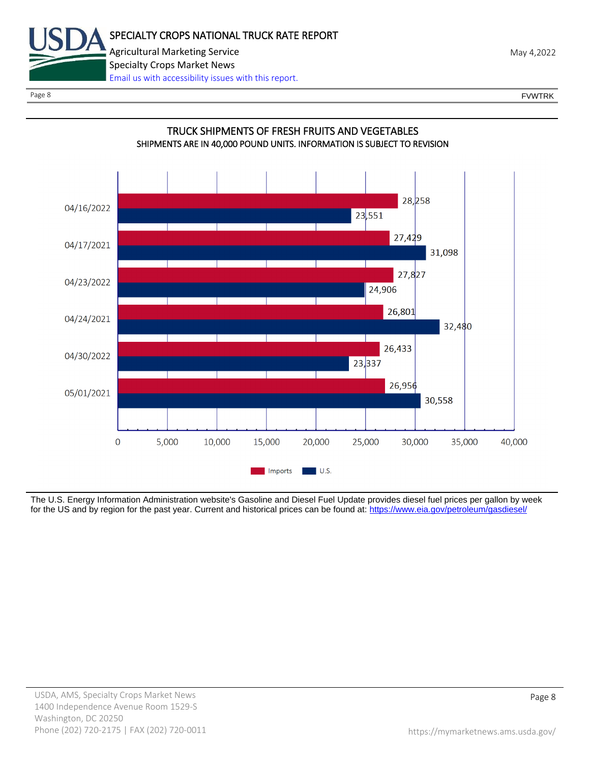## TRUCK SHIPMENTS OF FRESH FRUITS AND VEGETABLES

SHIPMENTS ARE IN 40,000 POUND UNITS. INFORMATION IS SUBJECT TO REVISION

04/16/2022
28,258
23,551

04/17/2021
27,429
31,098

04/23/2022
27,827
24,906

04/24/2021
26,801
32,480

04/30/2022
26,433
23,337

05/01/2021
26,956
30,558

0
5,000
10,000
15,000
20,000
25,000
30,000
35,000
40,000

Imports
U.S.

The U.S. Energy Information Administration website's Gasoline and Diesel Fuel Update provides diesel fuel prices per gallon by week for the US and by region for the past year. Current and historical prices can be found at: https://www.eia.gov/petroleum/gasdiesel/